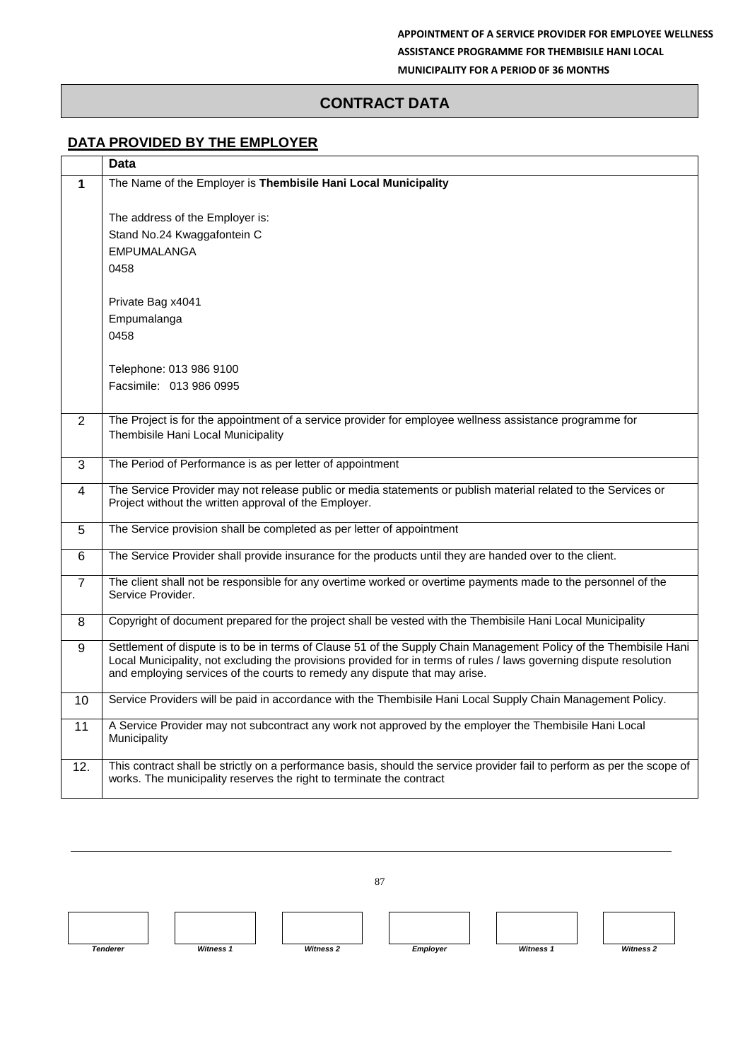# CONTRACT DATA

## DATA PROVIDED BY THE EMPLOYER

| | Data |
|---|---|
| **1** | The Name of the Employer is **Thembisile Hani Local Municipality**<br><br>The address of the Employer is:<br>Stand No.24 Kwaggafontein C<br>EMPUMALANGA<br>0458<br><br>Private Bag x4041<br>Empumalanga<br>0458<br><br>Telephone: 013 986 9100<br>Facsimile: 013 986 0995 |
| 2 | The Project is for the appointment of a service provider for employee wellness assistance programme for Thembisile Hani Local Municipality |
| 3 | The Period of Performance is as per letter of appointment |
| 4 | The Service Provider may not release public or media statements or publish material related to the Services or Project without the written approval of the Employer. |
| 5 | The Service provision shall be completed as per letter of appointment |
| 6 | The Service Provider shall provide insurance for the products until they are handed over to the client. |
| 7 | The client shall not be responsible for any overtime worked or overtime payments made to the personnel of the Service Provider. |
| 8 | Copyright of document prepared for the project shall be vested with the Thembisile Hani Local Municipality |
| 9 | Settlement of dispute is to be in terms of Clause 51 of the Supply Chain Management Policy of the Thembisile Hani Local Municipality, not excluding the provisions provided for in terms of rules / laws governing dispute resolution and employing services of the courts to remedy any dispute that may arise. |
| 10 | Service Providers will be paid in accordance with the Thembisile Hani Local Supply Chain Management Policy. |
| 11 | A Service Provider may not subcontract any work not approved by the employer the Thembisile Hani Local Municipality |
| 12. | This contract shall be strictly on a performance basis, should the service provider fail to perform as per the scope of works. The municipality reserves the right to terminate the contract |

| | | | | | |
|---|---|---|---|---|---|
| *Tenderer* | *Witness 1* | *Witness 2* | *Employer* | *Witness 1* | *Witness 2* |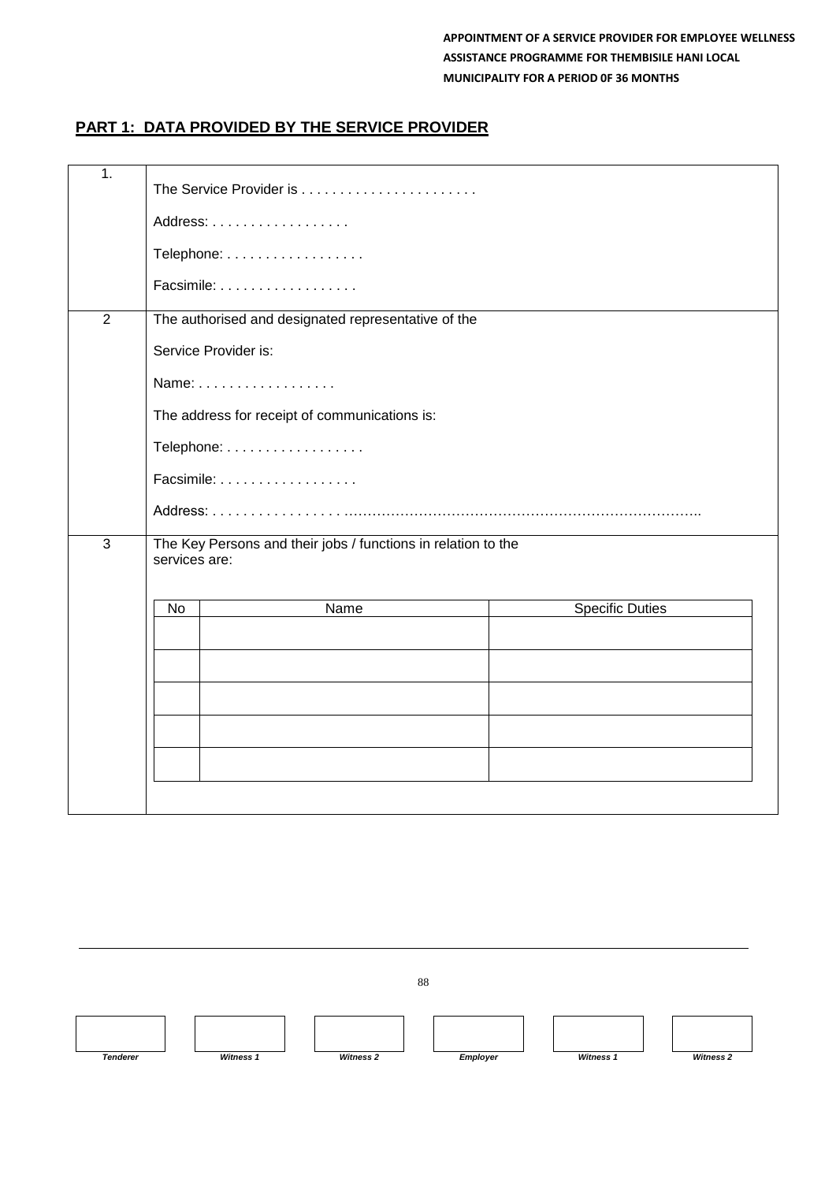## PART 1: DATA PROVIDED BY THE SERVICE PROVIDER

| | |
|---|---|
| 1. | The Service Provider is . . . . . . . . . . . . . . . . . . . . . . .<br><br>Address: . . . . . . . . . . . . . . . . . .<br><br>Telephone: . . . . . . . . . . . . . . . . . .<br><br>Facsimile: . . . . . . . . . . . . . . . . . . |
| 2 | The authorised and designated representative of the<br><br>Service Provider is:<br><br>Name: . . . . . . . . . . . . . . . . . .<br><br>The address for receipt of communications is:<br><br>Telephone: . . . . . . . . . . . . . . . . . .<br><br>Facsimile: . . . . . . . . . . . . . . . . . .<br><br>Address: . . . . . . . . . . . . . . . . . ………………………………………………………………….. |
| 3 | The Key Persons and their jobs / functions in relation to the services are: |

| No | Name | Specific Duties |
|---|---|---|
| | | |
| | | |
| | | |
| | | |
| | | |

| | | | | | |
|---|---|---|---|---|---|
| *Tenderer* | *Witness 1* | *Witness 2* | *Employer* | *Witness 1* | *Witness 2* |